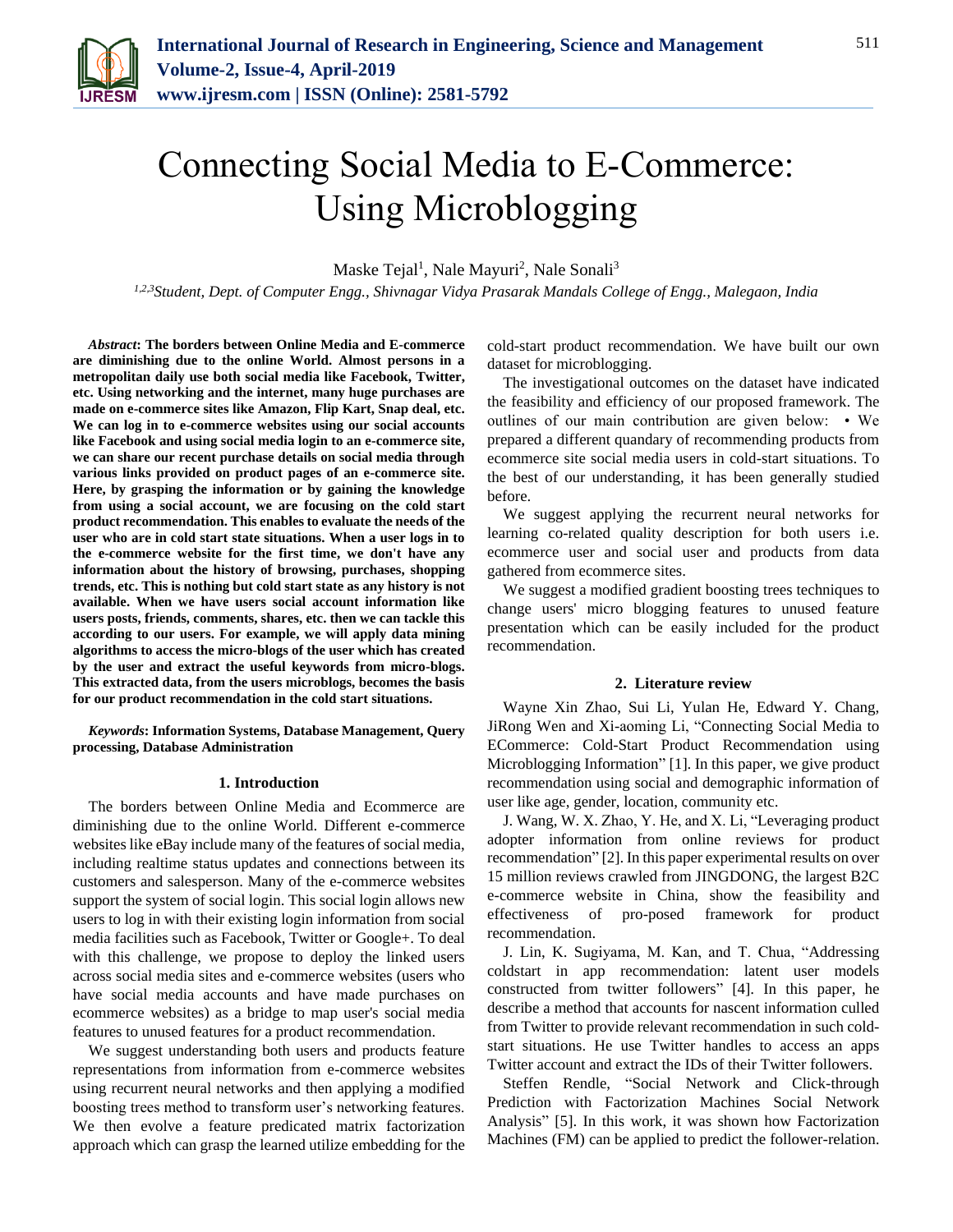# Connecting Social Media to E-Commerce: Using Microblogging

Maske Tejal[1], Nale Mayuri[2], Nale Sonali[3]

*[1,2,3]Student, Dept. of Computer Engg., Shivnagar Vidya Prasarak Mandals College of Engg., Malegaon, India*

***Abstract*: The borders between Online Media and E-commerce are diminishing due to the online World. Almost persons in a metropolitan daily use both social media like Facebook, Twitter, etc. Using networking and the internet, many huge purchases are made on e-commerce sites like Amazon, Flip Kart, Snap deal, etc. We can log in to e-commerce websites using our social accounts like Facebook and using social media login to an e-commerce site, we can share our recent purchase details on social media through various links provided on product pages of an e-commerce site. Here, by grasping the information or by gaining the knowledge from using a social account, we are focusing on the cold start product recommendation. This enables to evaluate the needs of the user who are in cold start state situations. When a user logs in to the e-commerce website for the first time, we don't have any information about the history of browsing, purchases, shopping trends, etc. This is nothing but cold start state as any history is not available. When we have users social account information like users posts, friends, comments, shares, etc. then we can tackle this according to our users. For example, we will apply data mining algorithms to access the micro-blogs of the user which has created by the user and extract the useful keywords from micro-blogs. This extracted data, from the users microblogs, becomes the basis for our product recommendation in the cold start situations.**

***Keywords*: Information Systems, Database Management, Query processing, Database Administration**

## 1. Introduction

The borders between Online Media and Ecommerce are diminishing due to the online World. Different e-commerce websites like eBay include many of the features of social media, including realtime status updates and connections between its customers and salesperson. Many of the e-commerce websites support the system of social login. This social login allows new users to log in with their existing login information from social media facilities such as Facebook, Twitter or Google+. To deal with this challenge, we propose to deploy the linked users across social media sites and e-commerce websites (users who have social media accounts and have made purchases on ecommerce websites) as a bridge to map user's social media features to unused features for a product recommendation.

We suggest understanding both users and products feature representations from information from e-commerce websites using recurrent neural networks and then applying a modified boosting trees method to transform user's networking features. We then evolve a feature predicated matrix factorization approach which can grasp the learned utilize embedding for the cold-start product recommendation. We have built our own dataset for microblogging.

The investigational outcomes on the dataset have indicated the feasibility and efficiency of our proposed framework. The outlines of our main contribution are given below: • We prepared a different quandary of recommending products from ecommerce site social media users in cold-start situations. To the best of our understanding, it has been generally studied before.

We suggest applying the recurrent neural networks for learning co-related quality description for both users i.e. ecommerce user and social user and products from data gathered from ecommerce sites.

We suggest a modified gradient boosting trees techniques to change users' micro blogging features to unused feature presentation which can be easily included for the product recommendation.

## 2. Literature review

Wayne Xin Zhao, Sui Li, Yulan He, Edward Y. Chang, JiRong Wen and Xi-aoming Li, "Connecting Social Media to ECommerce: Cold-Start Product Recommendation using Microblogging Information" [1]. In this paper, we give product recommendation using social and demographic information of user like age, gender, location, community etc.

J. Wang, W. X. Zhao, Y. He, and X. Li, "Leveraging product adopter information from online reviews for product recommendation" [2]. In this paper experimental results on over 15 million reviews crawled from JINGDONG, the largest B2C e-commerce website in China, show the feasibility and effectiveness of pro-posed framework for product recommendation.

J. Lin, K. Sugiyama, M. Kan, and T. Chua, "Addressing coldstart in app recommendation: latent user models constructed from twitter followers" [4]. In this paper, he describe a method that accounts for nascent information culled from Twitter to provide relevant recommendation in such cold-start situations. He use Twitter handles to access an apps Twitter account and extract the IDs of their Twitter followers.

Steffen Rendle, "Social Network and Click-through Prediction with Factorization Machines Social Network Analysis" [5]. In this work, it was shown how Factorization Machines (FM) can be applied to predict the follower-relation.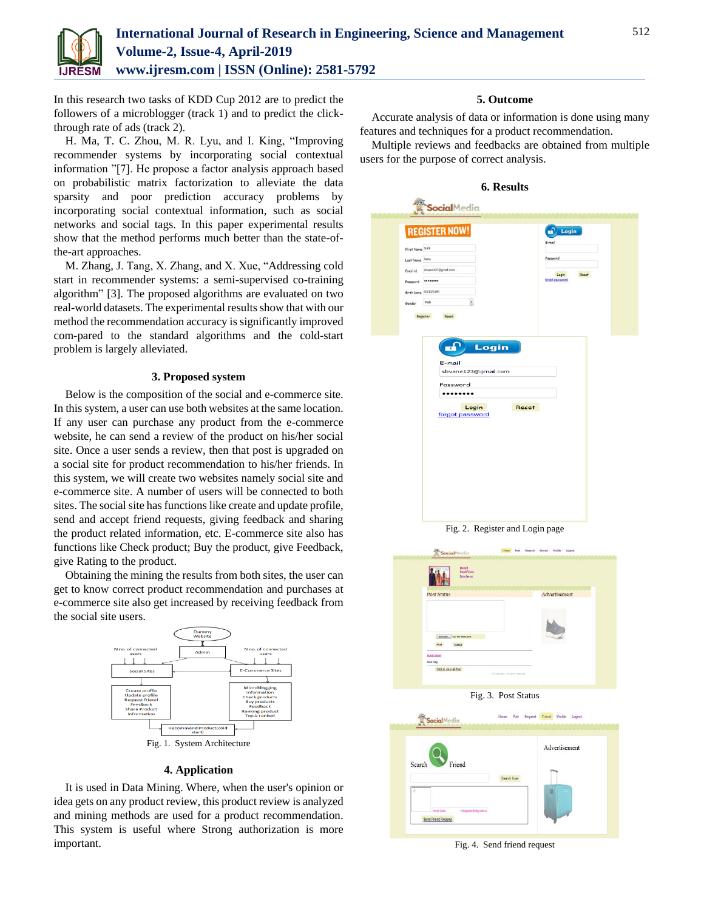In this research two tasks of KDD Cup 2012 are to predict the followers of a microblogger (track 1) and to predict the click-through rate of ads (track 2).

H. Ma, T. C. Zhou, M. R. Lyu, and I. King, "Improving recommender systems by incorporating social contextual information "[7]. He propose a factor analysis approach based on probabilistic matrix factorization to alleviate the data sparsity and poor prediction accuracy problems by incorporating social contextual information, such as social networks and social tags. In this paper experimental results show that the method performs much better than the state-of-the-art approaches.

M. Zhang, J. Tang, X. Zhang, and X. Xue, "Addressing cold start in recommender systems: a semi-supervised co-training algorithm" [3]. The proposed algorithms are evaluated on two real-world datasets. The experimental results show that with our method the recommendation accuracy is significantly improved com-pared to the standard algorithms and the cold-start problem is largely alleviated.

## 3. Proposed system

Below is the composition of the social and e-commerce site. In this system, a user can use both websites at the same location. If any user can purchase any product from the e-commerce website, he can send a review of the product on his/her social site. Once a user sends a review, then that post is upgraded on a social site for product recommendation to his/her friends. In this system, we will create two websites namely social site and e-commerce site. A number of users will be connected to both sites. The social site has functions like create and update profile, send and accept friend requests, giving feedback and sharing the product related information, etc. E-commerce site also has functions like Check product; Buy the product, give Feedback, give Rating to the product.

Obtaining the mining the results from both sites, the user can get to know correct product recommendation and purchases at e-commerce site also get increased by receiving feedback from the social site users.

Fig. 1. System Architecture

## 4. Application

It is used in Data Mining. Where, when the user's opinion or idea gets on any product review, this product review is analyzed and mining methods are used for a product recommendation. This system is useful where Strong authorization is more important.

## 5. Outcome

Accurate analysis of data or information is done using many features and techniques for a product recommendation.

Multiple reviews and feedbacks are obtained from multiple users for the purpose of correct analysis.

## 6. Results

Fig. 2. Register and Login page

Fig. 3. Post Status

Fig. 4. Send friend request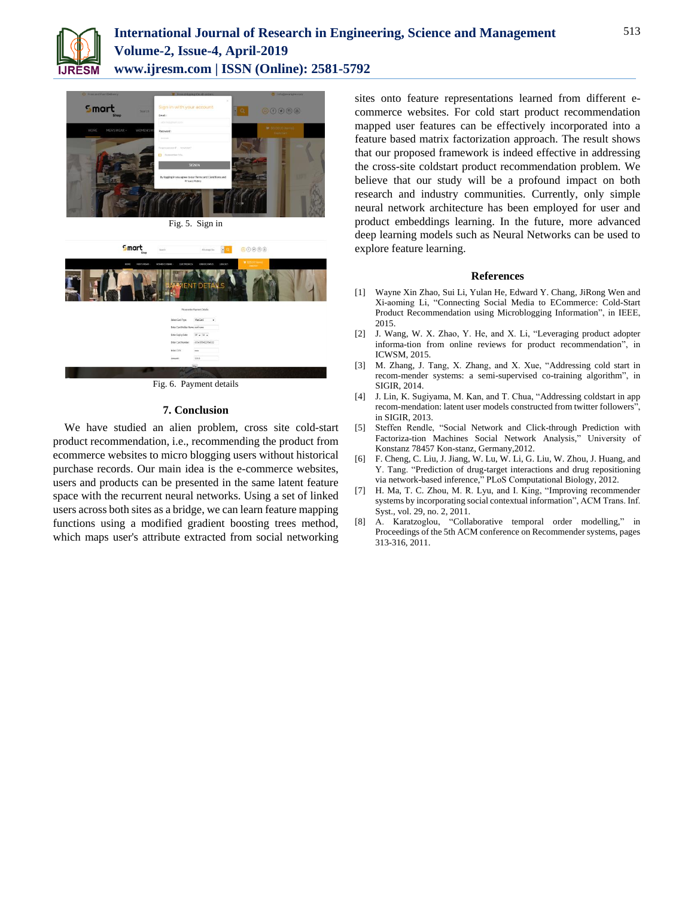Fig. 5. Sign in

Fig. 6. Payment details

## 7. Conclusion

We have studied an alien problem, cross site cold-start product recommendation, i.e., recommending the product from ecommerce websites to micro blogging users without historical purchase records. Our main idea is the e-commerce websites, users and products can be presented in the same latent feature space with the recurrent neural networks. Using a set of linked users across both sites as a bridge, we can learn feature mapping functions using a modified gradient boosting trees method, which maps user's attribute extracted from social networking sites onto feature representations learned from different e-commerce websites. For cold start product recommendation mapped user features can be effectively incorporated into a feature based matrix factorization approach. The result shows that our proposed framework is indeed effective in addressing the cross-site coldstart product recommendation problem. We believe that our study will be a profound impact on both research and industry communities. Currently, only simple neural network architecture has been employed for user and product embeddings learning. In the future, more advanced deep learning models such as Neural Networks can be used to explore feature learning.

## References

[1] Wayne Xin Zhao, Sui Li, Yulan He, Edward Y. Chang, JiRong Wen and Xi-aoming Li, "Connecting Social Media to ECommerce: Cold-Start Product Recommendation using Microblogging Information", in IEEE, 2015.

[2] J. Wang, W. X. Zhao, Y. He, and X. Li, "Leveraging product adopter informa-tion from online reviews for product recommendation", in ICWSM, 2015.

[3] M. Zhang, J. Tang, X. Zhang, and X. Xue, "Addressing cold start in recom-mender systems: a semi-supervised co-training algorithm", in SIGIR, 2014.

[4] J. Lin, K. Sugiyama, M. Kan, and T. Chua, "Addressing coldstart in app recom-mendation: latent user models constructed from twitter followers", in SIGIR, 2013.

[5] Steffen Rendle, "Social Network and Click-through Prediction with Factoriza-tion Machines Social Network Analysis," University of Konstanz 78457 Kon-stanz, Germany,2012.

[6] F. Cheng, C. Liu, J. Jiang, W. Lu, W. Li, G. Liu, W. Zhou, J. Huang, and Y. Tang. "Prediction of drug-target interactions and drug repositioning via network-based inference," PLoS Computational Biology, 2012.

[7] H. Ma, T. C. Zhou, M. R. Lyu, and I. King, "Improving recommender systems by incorporating social contextual information", ACM Trans. Inf. Syst., vol. 29, no. 2, 2011.

[8] A. Karatzoglou, "Collaborative temporal order modelling," in Proceedings of the 5th ACM conference on Recommender systems, pages 313-316, 2011.